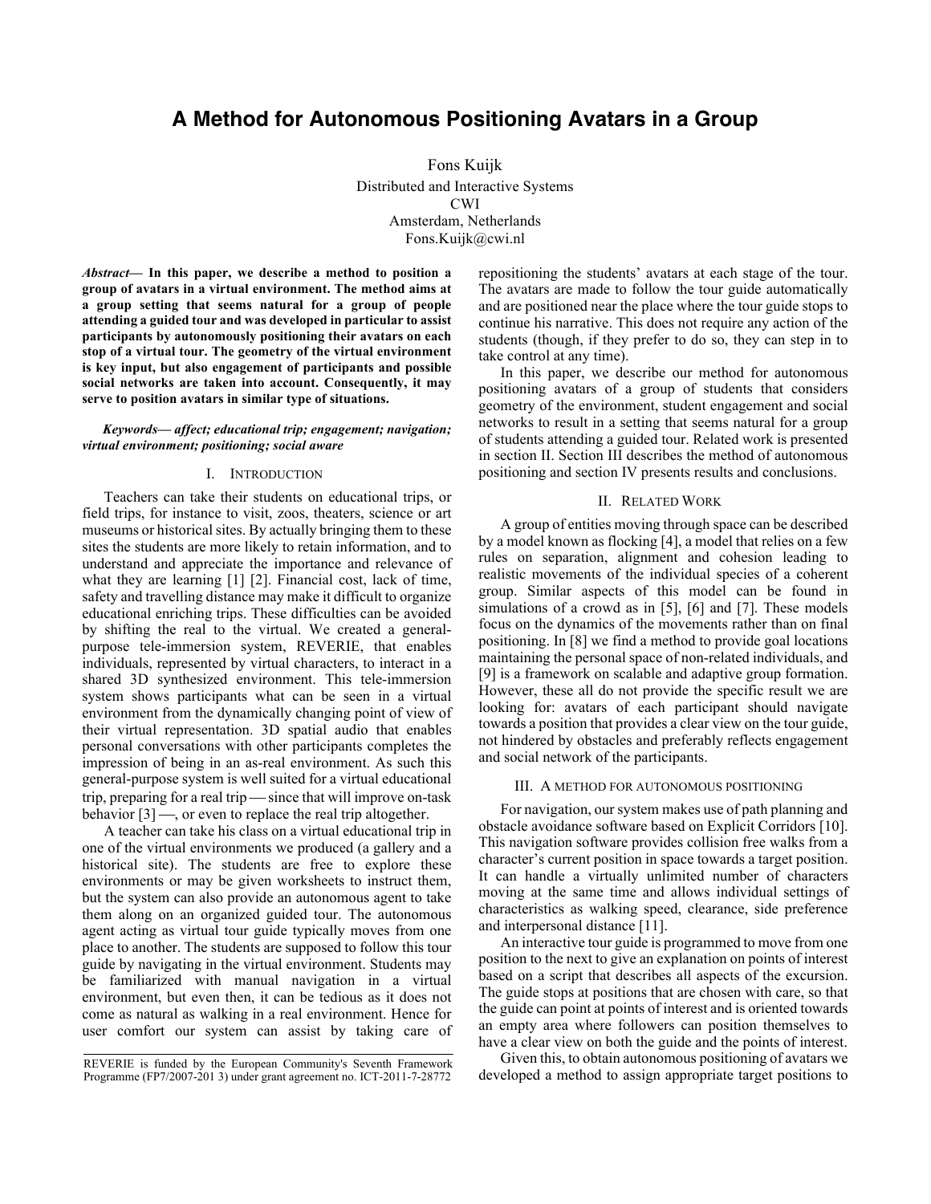# A Method for Autonomous Positioning Avatars in a Group

Fons Kuijk
Distributed and Interactive Systems
CWI
Amsterdam, Netherlands
Fons.Kuijk@cwi.nl

***Abstract*— In this paper, we describe a method to position a group of avatars in a virtual environment. The method aims at a group setting that seems natural for a group of people attending a guided tour and was developed in particular to assist participants by autonomously positioning their avatars on each stop of a virtual tour. The geometry of the virtual environment is key input, but also engagement of participants and possible social networks are taken into account. Consequently, it may serve to position avatars in similar type of situations.**

***Keywords*— *affect; educational trip; engagement; navigation; virtual environment; positioning; social aware***

## I. Introduction

Teachers can take their students on educational trips, or field trips, for instance to visit, zoos, theaters, science or art museums or historical sites. By actually bringing them to these sites the students are more likely to retain information, and to understand and appreciate the importance and relevance of what they are learning [1] [2]. Financial cost, lack of time, safety and travelling distance may make it difficult to organize educational enriching trips. These difficulties can be avoided by shifting the real to the virtual. We created a general-purpose tele-immersion system, REVERIE, that enables individuals, represented by virtual characters, to interact in a shared 3D synthesized environment. This tele-immersion system shows participants what can be seen in a virtual environment from the dynamically changing point of view of their virtual representation. 3D spatial audio that enables personal conversations with other participants completes the impression of being in an as-real environment. As such this general-purpose system is well suited for a virtual educational trip, preparing for a real trip — since that will improve on-task behavior [3] —, or even to replace the real trip altogether.

A teacher can take his class on a virtual educational trip in one of the virtual environments we produced (a gallery and a historical site). The students are free to explore these environments or may be given worksheets to instruct them, but the system can also provide an autonomous agent to take them along on an organized guided tour. The autonomous agent acting as virtual tour guide typically moves from one place to another. The students are supposed to follow this tour guide by navigating in the virtual environment. Students may be familiarized with manual navigation in a virtual environment, but even then, it can be tedious as it does not come as natural as walking in a real environment. Hence for user comfort our system can assist by taking care of repositioning the students' avatars at each stage of the tour. The avatars are made to follow the tour guide automatically and are positioned near the place where the tour guide stops to continue his narrative. This does not require any action of the students (though, if they prefer to do so, they can step in to take control at any time).

In this paper, we describe our method for autonomous positioning avatars of a group of students that considers geometry of the environment, student engagement and social networks to result in a setting that seems natural for a group of students attending a guided tour. Related work is presented in section II. Section III describes the method of autonomous positioning and section IV presents results and conclusions.

## II. Related Work

A group of entities moving through space can be described by a model known as flocking [4], a model that relies on a few rules on separation, alignment and cohesion leading to realistic movements of the individual species of a coherent group. Similar aspects of this model can be found in simulations of a crowd as in [5], [6] and [7]. These models focus on the dynamics of the movements rather than on final positioning. In [8] we find a method to provide goal locations maintaining the personal space of non-related individuals, and [9] is a framework on scalable and adaptive group formation. However, these all do not provide the specific result we are looking for: avatars of each participant should navigate towards a position that provides a clear view on the tour guide, not hindered by obstacles and preferably reflects engagement and social network of the participants.

## III. A method for autonomous positioning

For navigation, our system makes use of path planning and obstacle avoidance software based on Explicit Corridors [10]. This navigation software provides collision free walks from a character's current position in space towards a target position. It can handle a virtually unlimited number of characters moving at the same time and allows individual settings of characteristics as walking speed, clearance, side preference and interpersonal distance [11].

An interactive tour guide is programmed to move from one position to the next to give an explanation on points of interest based on a script that describes all aspects of the excursion. The guide stops at positions that are chosen with care, so that the guide can point at points of interest and is oriented towards an empty area where followers can position themselves to have a clear view on both the guide and the points of interest.

Given this, to obtain autonomous positioning of avatars we developed a method to assign appropriate target positions to

REVERIE is funded by the European Community's Seventh Framework Programme (FP7/2007-201 3) under grant agreement no. ICT-2011-7-28772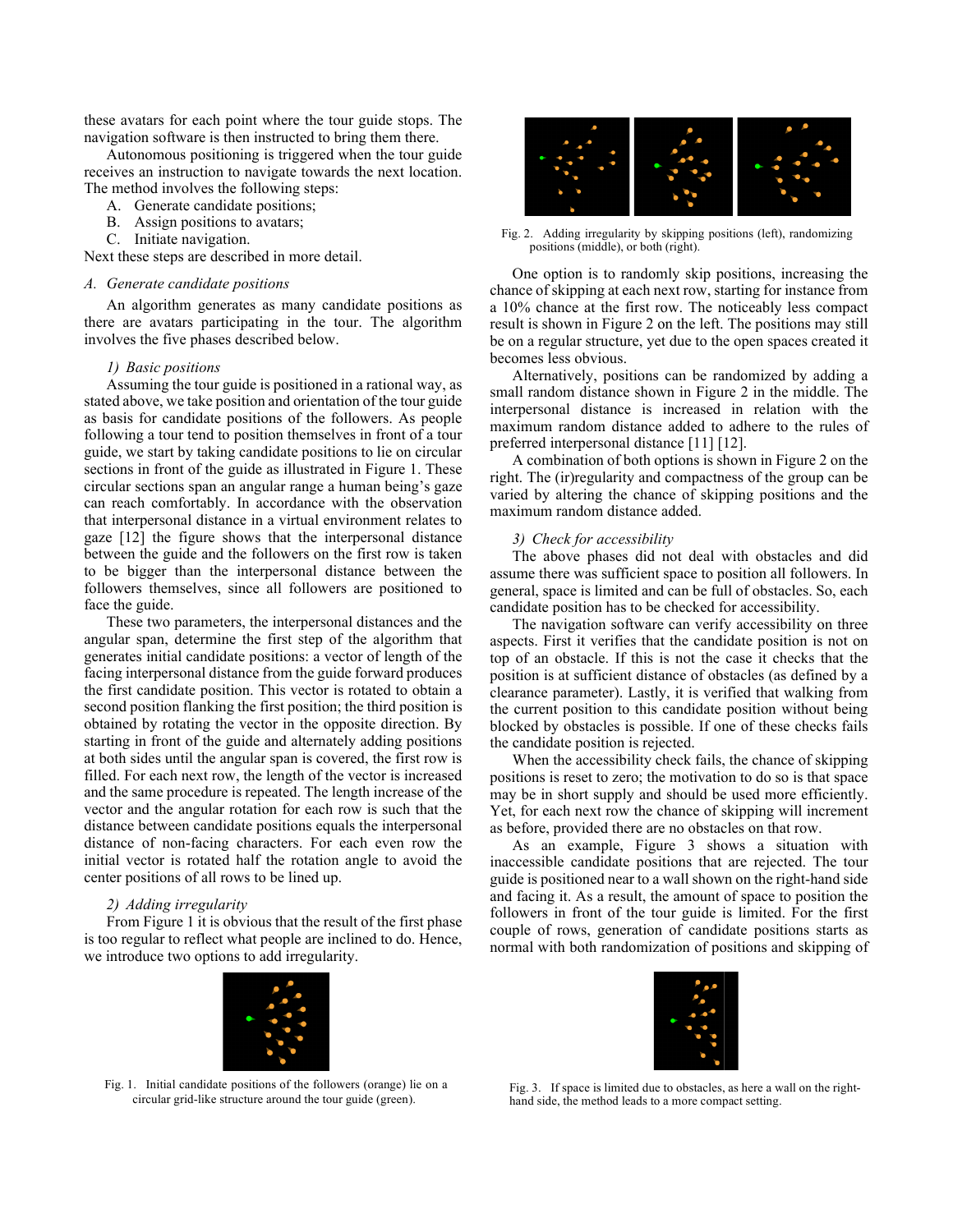these avatars for each point where the tour guide stops. The navigation software is then instructed to bring them there.

Autonomous positioning is triggered when the tour guide receives an instruction to navigate towards the next location. The method involves the following steps:

A. Generate candidate positions;
B. Assign positions to avatars;
C. Initiate navigation.

Next these steps are described in more detail.

### *A. Generate candidate positions*

An algorithm generates as many candidate positions as there are avatars participating in the tour. The algorithm involves the five phases described below.

#### *1) Basic positions*

Assuming the tour guide is positioned in a rational way, as stated above, we take position and orientation of the tour guide as basis for candidate positions of the followers. As people following a tour tend to position themselves in front of a tour guide, we start by taking candidate positions to lie on circular sections in front of the guide as illustrated in Figure 1. These circular sections span an angular range a human being's gaze can reach comfortably. In accordance with the observation that interpersonal distance in a virtual environment relates to gaze [12] the figure shows that the interpersonal distance between the guide and the followers on the first row is taken to be bigger than the interpersonal distance between the followers themselves, since all followers are positioned to face the guide.

These two parameters, the interpersonal distances and the angular span, determine the first step of the algorithm that generates initial candidate positions: a vector of length of the facing interpersonal distance from the guide forward produces the first candidate position. This vector is rotated to obtain a second position flanking the first position; the third position is obtained by rotating the vector in the opposite direction. By starting in front of the guide and alternately adding positions at both sides until the angular span is covered, the first row is filled. For each next row, the length of the vector is increased and the same procedure is repeated. The length increase of the vector and the angular rotation for each row is such that the distance between candidate positions equals the interpersonal distance of non-facing characters. For each even row the initial vector is rotated half the rotation angle to avoid the center positions of all rows to be lined up.

#### *2) Adding irregularity*

From Figure 1 it is obvious that the result of the first phase is too regular to reflect what people are inclined to do. Hence, we introduce two options to add irregularity.

Fig. 1. Initial candidate positions of the followers (orange) lie on a circular grid-like structure around the tour guide (green).

Fig. 2. Adding irregularity by skipping positions (left), randomizing positions (middle), or both (right).

One option is to randomly skip positions, increasing the chance of skipping at each next row, starting for instance from a 10% chance at the first row. The noticeably less compact result is shown in Figure 2 on the left. The positions may still be on a regular structure, yet due to the open spaces created it becomes less obvious.

Alternatively, positions can be randomized by adding a small random distance shown in Figure 2 in the middle. The interpersonal distance is increased in relation with the maximum random distance added to adhere to the rules of preferred interpersonal distance [11] [12].

A combination of both options is shown in Figure 2 on the right. The (ir)regularity and compactness of the group can be varied by altering the chance of skipping positions and the maximum random distance added.

#### *3) Check for accessibility*

The above phases did not deal with obstacles and did assume there was sufficient space to position all followers. In general, space is limited and can be full of obstacles. So, each candidate position has to be checked for accessibility.

The navigation software can verify accessibility on three aspects. First it verifies that the candidate position is not on top of an obstacle. If this is not the case it checks that the position is at sufficient distance of obstacles (as defined by a clearance parameter). Lastly, it is verified that walking from the current position to this candidate position without being blocked by obstacles is possible. If one of these checks fails the candidate position is rejected.

When the accessibility check fails, the chance of skipping positions is reset to zero; the motivation to do so is that space may be in short supply and should be used more efficiently. Yet, for each next row the chance of skipping will increment as before, provided there are no obstacles on that row.

As an example, Figure 3 shows a situation with inaccessible candidate positions that are rejected. The tour guide is positioned near to a wall shown on the right-hand side and facing it. As a result, the amount of space to position the followers in front of the tour guide is limited. For the first couple of rows, generation of candidate positions starts as normal with both randomization of positions and skipping of

Fig. 3. If space is limited due to obstacles, as here a wall on the right-hand side, the method leads to a more compact setting.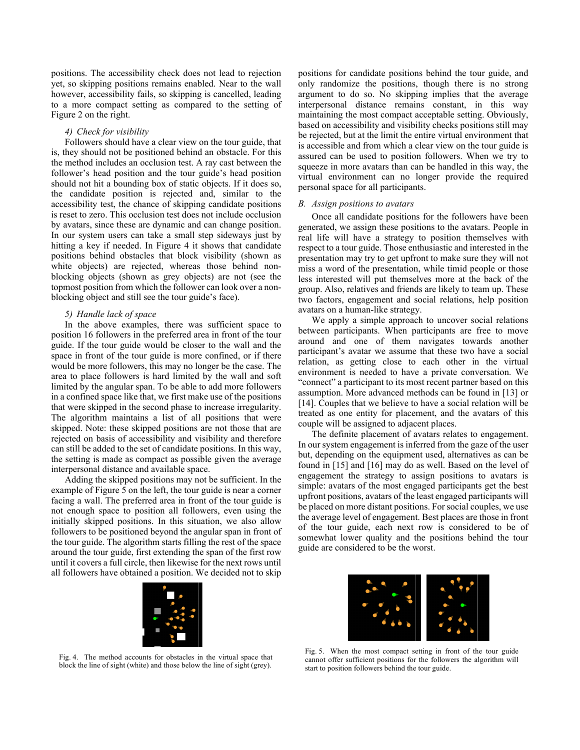positions. The accessibility check does not lead to rejection yet, so skipping positions remains enabled. Near to the wall however, accessibility fails, so skipping is cancelled, leading to a more compact setting as compared to the setting of Figure 2 on the right.

#### 4) Check for visibility

Followers should have a clear view on the tour guide, that is, they should not be positioned behind an obstacle. For this the method includes an occlusion test. A ray cast between the follower's head position and the tour guide's head position should not hit a bounding box of static objects. If it does so, the candidate position is rejected and, similar to the accessibility test, the chance of skipping candidate positions is reset to zero. This occlusion test does not include occlusion by avatars, since these are dynamic and can change position. In our system users can take a small step sideways just by hitting a key if needed. In Figure 4 it shows that candidate positions behind obstacles that block visibility (shown as white objects) are rejected, whereas those behind non-blocking objects (shown as grey objects) are not (see the topmost position from which the follower can look over a non-blocking object and still see the tour guide's face).

#### 5) Handle lack of space

In the above examples, there was sufficient space to position 16 followers in the preferred area in front of the tour guide. If the tour guide would be closer to the wall and the space in front of the tour guide is more confined, or if there would be more followers, this may no longer be the case. The area to place followers is hard limited by the wall and soft limited by the angular span. To be able to add more followers in a confined space like that, we first make use of the positions that were skipped in the second phase to increase irregularity. The algorithm maintains a list of all positions that were skipped. Note: these skipped positions are not those that are rejected on basis of accessibility and visibility and therefore can still be added to the set of candidate positions. In this way, the setting is made as compact as possible given the average interpersonal distance and available space.

Adding the skipped positions may not be sufficient. In the example of Figure 5 on the left, the tour guide is near a corner facing a wall. The preferred area in front of the tour guide is not enough space to position all followers, even using the initially skipped positions. In this situation, we also allow followers to be positioned beyond the angular span in front of the tour guide. The algorithm starts filling the rest of the space around the tour guide, first extending the span of the first row until it covers a full circle, then likewise for the next rows until all followers have obtained a position. We decided not to skip positions for candidate positions behind the tour guide, and only randomize the positions, though there is no strong argument to do so. No skipping implies that the average interpersonal distance remains constant, in this way maintaining the most compact acceptable setting. Obviously, based on accessibility and visibility checks positions still may be rejected, but at the limit the entire virtual environment that is accessible and from which a clear view on the tour guide is assured can be used to position followers. When we try to squeeze in more avatars than can be handled in this way, the virtual environment can no longer provide the required personal space for all participants.

Fig. 4. The method accounts for obstacles in the virtual space that block the line of sight (white) and those below the line of sight (grey).

### B. Assign positions to avatars

Once all candidate positions for the followers have been generated, we assign these positions to the avatars. People in real life will have a strategy to position themselves with respect to a tour guide. Those enthusiastic and interested in the presentation may try to get upfront to make sure they will not miss a word of the presentation, while timid people or those less interested will put themselves more at the back of the group. Also, relatives and friends are likely to team up. These two factors, engagement and social relations, help position avatars on a human-like strategy.

We apply a simple approach to uncover social relations between participants. When participants are free to move around and one of them navigates towards another participant's avatar we assume that these two have a social relation, as getting close to each other in the virtual environment is needed to have a private conversation. We "connect" a participant to its most recent partner based on this assumption. More advanced methods can be found in [13] or [14]. Couples that we believe to have a social relation will be treated as one entity for placement, and the avatars of this couple will be assigned to adjacent places.

The definite placement of avatars relates to engagement. In our system engagement is inferred from the gaze of the user but, depending on the equipment used, alternatives as can be found in [15] and [16] may do as well. Based on the level of engagement the strategy to assign positions to avatars is simple: avatars of the most engaged participants get the best upfront positions, avatars of the least engaged participants will be placed on more distant positions. For social couples, we use the average level of engagement. Best places are those in front of the tour guide, each next row is considered to be of somewhat lower quality and the positions behind the tour guide are considered to be the worst.

Fig. 5. When the most compact setting in front of the tour guide cannot offer sufficient positions for the followers the algorithm will start to position followers behind the tour guide.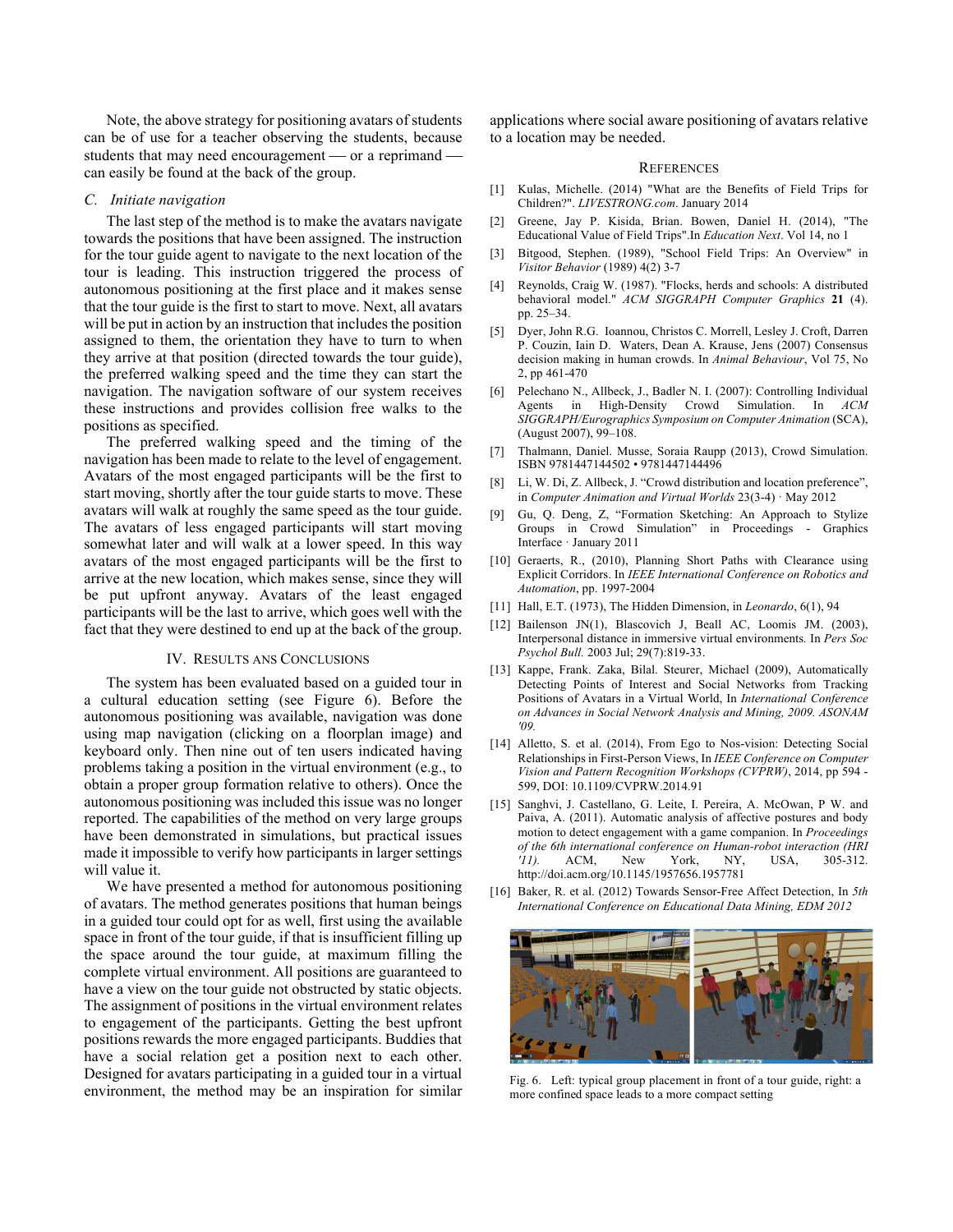Note, the above strategy for positioning avatars of students can be of use for a teacher observing the students, because students that may need encouragement — or a reprimand — can easily be found at the back of the group.

### C. Initiate navigation

The last step of the method is to make the avatars navigate towards the positions that have been assigned. The instruction for the tour guide agent to navigate to the next location of the tour is leading. This instruction triggered the process of autonomous positioning at the first place and it makes sense that the tour guide is the first to start to move. Next, all avatars will be put in action by an instruction that includes the position assigned to them, the orientation they have to turn to when they arrive at that position (directed towards the tour guide), the preferred walking speed and the time they can start the navigation. The navigation software of our system receives these instructions and provides collision free walks to the positions as specified.

The preferred walking speed and the timing of the navigation has been made to relate to the level of engagement. Avatars of the most engaged participants will be the first to start moving, shortly after the tour guide starts to move. These avatars will walk at roughly the same speed as the tour guide. The avatars of less engaged participants will start moving somewhat later and will walk at a lower speed. In this way avatars of the most engaged participants will be the first to arrive at the new location, which makes sense, since they will be put upfront anyway. Avatars of the least engaged participants will be the last to arrive, which goes well with the fact that they were destined to end up at the back of the group.

## IV. Results ans Conclusions

The system has been evaluated based on a guided tour in a cultural education setting (see Figure 6). Before the autonomous positioning was available, navigation was done using map navigation (clicking on a floorplan image) and keyboard only. Then nine out of ten users indicated having problems taking a position in the virtual environment (e.g., to obtain a proper group formation relative to others). Once the autonomous positioning was included this issue was no longer reported. The capabilities of the method on very large groups have been demonstrated in simulations, but practical issues made it impossible to verify how participants in larger settings will value it.

We have presented a method for autonomous positioning of avatars. The method generates positions that human beings in a guided tour could opt for as well, first using the available space in front of the tour guide, if that is insufficient filling up the space around the tour guide, at maximum filling the complete virtual environment. All positions are guaranteed to have a view on the tour guide not obstructed by static objects. The assignment of positions in the virtual environment relates to engagement of the participants. Getting the best upfront positions rewards the more engaged participants. Buddies that have a social relation get a position next to each other. Designed for avatars participating in a guided tour in a virtual environment, the method may be an inspiration for similar applications where social aware positioning of avatars relative to a location may be needed.

## References

[1] Kulas, Michelle. (2014) "What are the Benefits of Field Trips for Children?". *LIVESTRONG.com*. January 2014

[2] Greene, Jay P. Kisida, Brian. Bowen, Daniel H. (2014), "The Educational Value of Field Trips".In *Education Next*. Vol 14, no 1

[3] Bitgood, Stephen. (1989), "School Field Trips: An Overview" in *Visitor Behavior* (1989) 4(2) 3-7

[4] Reynolds, Craig W. (1987). "Flocks, herds and schools: A distributed behavioral model." *ACM SIGGRAPH Computer Graphics* **21** (4). pp. 25–34.

[5] Dyer, John R.G. Ioannou, Christos C. Morrell, Lesley J. Croft, Darren P. Couzin, Iain D. Waters, Dean A. Krause, Jens (2007) Consensus decision making in human crowds. In *Animal Behaviour*, Vol 75, No 2, pp 461-470

[6] Pelechano N., Allbeck, J., Badler N. I. (2007): Controlling Individual Agents in High-Density Crowd Simulation. In *ACM SIGGRAPH/Eurographics Symposium on Computer Animation* (SCA), (August 2007), 99–108.

[7] Thalmann, Daniel. Musse, Soraia Raupp (2013), Crowd Simulation. ISBN 9781447144502 • 9781447144496

[8] Li, W. Di, Z. Allbeck, J. "Crowd distribution and location preference", in *Computer Animation and Virtual Worlds* 23(3-4) · May 2012

[9] Gu, Q. Deng, Z, "Formation Sketching: An Approach to Stylize Groups in Crowd Simulation" in Proceedings - Graphics Interface · January 2011

[10] Geraerts, R., (2010), Planning Short Paths with Clearance using Explicit Corridors. In *IEEE International Conference on Robotics and Automation*, pp. 1997-2004

[11] Hall, E.T. (1973), The Hidden Dimension, in *Leonardo*, 6(1), 94

[12] Bailenson JN(1), Blascovich J, Beall AC, Loomis JM. (2003), Interpersonal distance in immersive virtual environments. In *Pers Soc Psychol Bull.* 2003 Jul; 29(7):819-33.

[13] Kappe, Frank. Zaka, Bilal. Steurer, Michael (2009), Automatically Detecting Points of Interest and Social Networks from Tracking Positions of Avatars in a Virtual World, In *International Conference on Advances in Social Network Analysis and Mining, ASONAM '09.*

[14] Alletto, S. et al. (2014), From Ego to Nos-vision: Detecting Social Relationships in First-Person Views, In *IEEE Conference on Computer Vision and Pattern Recognition Workshops (CVPRW)*, 2014, pp 594 - 599, DOI: 10.1109/CVPRW.2014.91

[15] Sanghvi, J. Castellano, G. Leite, I. Pereira, A. McOwan, P W. and Paiva, A. (2011). Automatic analysis of affective postures and body motion to detect engagement with a game companion. In *Proceedings of the 6th international conference on Human-robot interaction (HRI '11).* ACM, New York, NY, USA, 305-312. http://doi.acm.org/10.1145/1957656.1957781

[16] Baker, R. et al. (2012) Towards Sensor-Free Affect Detection, In *5th International Conference on Educational Data Mining, EDM 2012*

Fig. 6. Left: typical group placement in front of a tour guide, right: a more confined space leads to a more compact setting